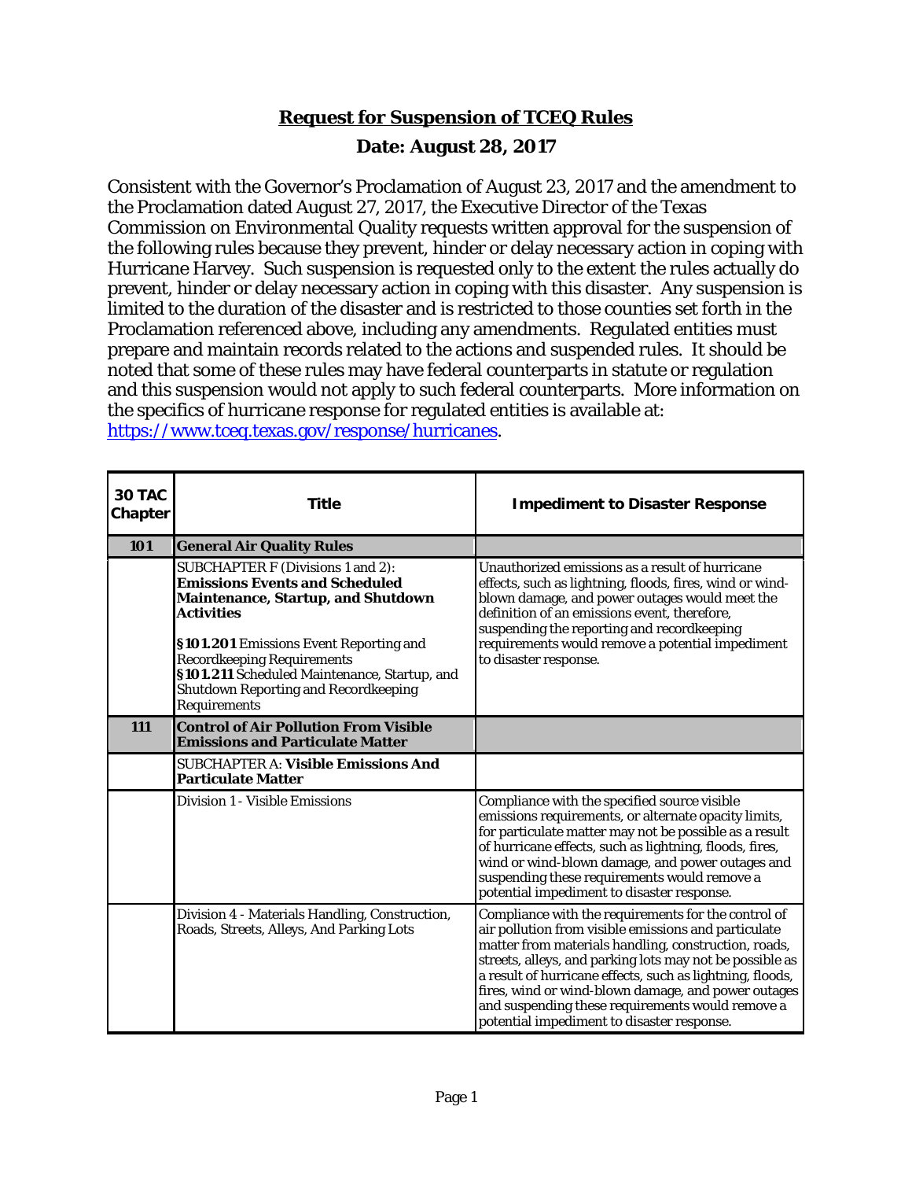# Request for Suspension of TCEQ Rules

## Date: August 28, 2017

Consistent with the Governor's Proclamation of August 23, 2017 and the amendment to the Proclamation dated August 27, 2017, the Executive Director of the Texas Commission on Environmental Quality requests written approval for the suspension of the following rules because they prevent, hinder or delay necessary action in coping with Hurricane Harvey. Such suspension is requested only to the extent the rules actually do prevent, hinder or delay necessary action in coping with this disaster. Any suspension is limited to the duration of the disaster and is restricted to those counties set forth in the Proclamation referenced above, including any amendments. Regulated entities must prepare and maintain records related to the actions and suspended rules. It should be noted that some of these rules may have federal counterparts in statute or regulation and this suspension would not apply to such federal counterparts. More information on the specifics of hurricane response for regulated entities is available at: [https://www.tceq.texas.gov/response/hurricanes](https://www.tceq.texas.gov/response/hurricanes).

| 30 TAC Chapter | Title | Impediment to Disaster Response |
|---|---|---|
| **101** | **General Air Quality Rules** | |
| | SUBCHAPTER F (Divisions 1 and 2): **Emissions Events and Scheduled Maintenance, Startup, and Shutdown Activities**<br><br>**§101.201** Emissions Event Reporting and Recordkeeping Requirements<br>**§101.211** Scheduled Maintenance, Startup, and Shutdown Reporting and Recordkeeping Requirements | Unauthorized emissions as a result of hurricane effects, such as lightning, floods, fires, wind or wind-blown damage, and power outages would meet the definition of an emissions event, therefore, suspending the reporting and recordkeeping requirements would remove a potential impediment to disaster response. |
| **111** | **Control of Air Pollution From Visible Emissions and Particulate Matter** | |
| | SUBCHAPTER A: **Visible Emissions And Particulate Matter** | |
| | Division 1 - Visible Emissions | Compliance with the specified source visible emissions requirements, or alternate opacity limits, for particulate matter may not be possible as a result of hurricane effects, such as lightning, floods, fires, wind or wind-blown damage, and power outages and suspending these requirements would remove a potential impediment to disaster response. |
| | Division 4 - Materials Handling, Construction, Roads, Streets, Alleys, And Parking Lots | Compliance with the requirements for the control of air pollution from visible emissions and particulate matter from materials handling, construction, roads, streets, alleys, and parking lots may not be possible as a result of hurricane effects, such as lightning, floods, fires, wind or wind-blown damage, and power outages and suspending these requirements would remove a potential impediment to disaster response. |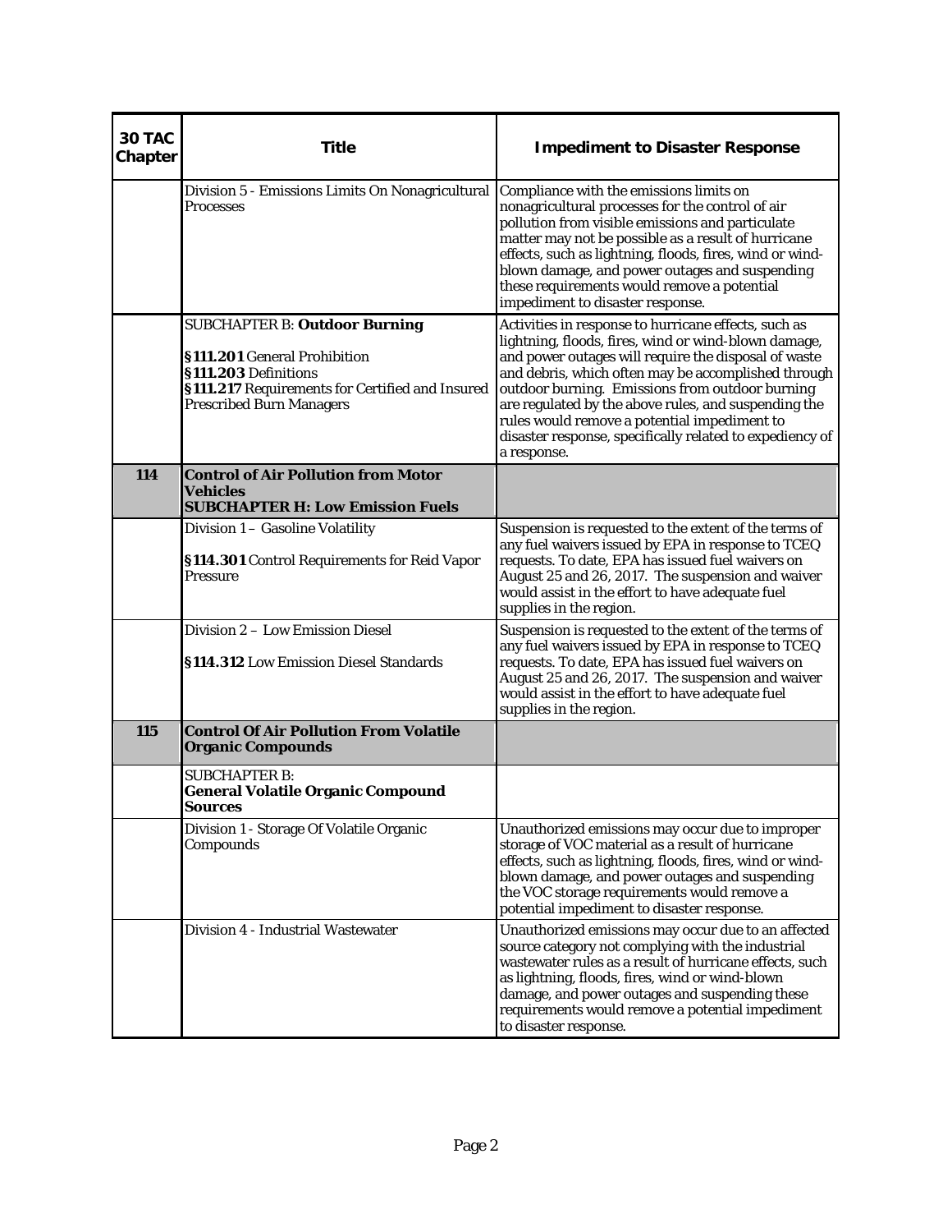| 30 TAC Chapter | Title | Impediment to Disaster Response |
|---|---|---|
| | Division 5 - Emissions Limits On Nonagricultural Processes | Compliance with the emissions limits on nonagricultural processes for the control of air pollution from visible emissions and particulate matter may not be possible as a result of hurricane effects, such as lightning, floods, fires, wind or wind-blown damage, and power outages and suspending these requirements would remove a potential impediment to disaster response. |
| | SUBCHAPTER B: **Outdoor Burning**<br><br>**§111.201** General Prohibition<br>**§111.203** Definitions<br>**§111.217** Requirements for Certified and Insured Prescribed Burn Managers | Activities in response to hurricane effects, such as lightning, floods, fires, wind or wind-blown damage, and power outages will require the disposal of waste and debris, which often may be accomplished through outdoor burning. Emissions from outdoor burning are regulated by the above rules, and suspending the rules would remove a potential impediment to disaster response, specifically related to expediency of a response. |
| **114** | **Control of Air Pollution from Motor Vehicles**<br>**SUBCHAPTER H: Low Emission Fuels** | |
| | Division 1 – Gasoline Volatility<br><br>**§114.301** Control Requirements for Reid Vapor Pressure | Suspension is requested to the extent of the terms of any fuel waivers issued by EPA in response to TCEQ requests. To date, EPA has issued fuel waivers on August 25 and 26, 2017. The suspension and waiver would assist in the effort to have adequate fuel supplies in the region. |
| | Division 2 – Low Emission Diesel<br><br>**§114.312** Low Emission Diesel Standards | Suspension is requested to the extent of the terms of any fuel waivers issued by EPA in response to TCEQ requests. To date, EPA has issued fuel waivers on August 25 and 26, 2017. The suspension and waiver would assist in the effort to have adequate fuel supplies in the region. |
| **115** | **Control Of Air Pollution From Volatile Organic Compounds** | |
| | SUBCHAPTER B:<br>**General Volatile Organic Compound Sources** | |
| | Division 1 - Storage Of Volatile Organic Compounds | Unauthorized emissions may occur due to improper storage of VOC material as a result of hurricane effects, such as lightning, floods, fires, wind or wind-blown damage, and power outages and suspending the VOC storage requirements would remove a potential impediment to disaster response. |
| | Division 4 - Industrial Wastewater | Unauthorized emissions may occur due to an affected source category not complying with the industrial wastewater rules as a result of hurricane effects, such as lightning, floods, fires, wind or wind-blown damage, and power outages and suspending these requirements would remove a potential impediment to disaster response. |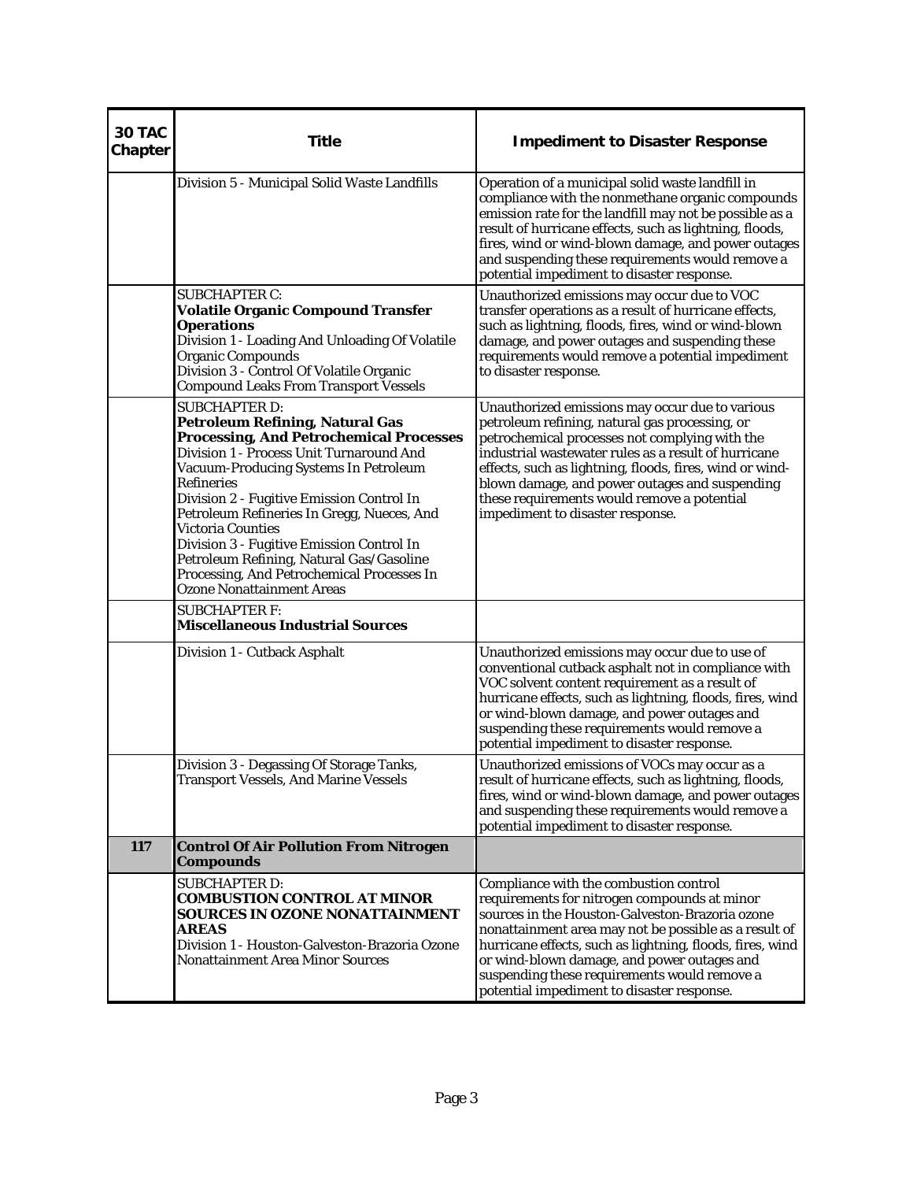| 30 TAC Chapter | Title | Impediment to Disaster Response |
|---|---|---|
| | Division 5 - Municipal Solid Waste Landfills | Operation of a municipal solid waste landfill in compliance with the nonmethane organic compounds emission rate for the landfill may not be possible as a result of hurricane effects, such as lightning, floods, fires, wind or wind-blown damage, and power outages and suspending these requirements would remove a potential impediment to disaster response. |
| | SUBCHAPTER C: **Volatile Organic Compound Transfer Operations** Division 1 - Loading And Unloading Of Volatile Organic Compounds Division 3 - Control Of Volatile Organic Compound Leaks From Transport Vessels | Unauthorized emissions may occur due to VOC transfer operations as a result of hurricane effects, such as lightning, floods, fires, wind or wind-blown damage, and power outages and suspending these requirements would remove a potential impediment to disaster response. |
| | SUBCHAPTER D: **Petroleum Refining, Natural Gas Processing, And Petrochemical Processes** Division 1 - Process Unit Turnaround And Vacuum-Producing Systems In Petroleum Refineries Division 2 - Fugitive Emission Control In Petroleum Refineries In Gregg, Nueces, And Victoria Counties Division 3 - Fugitive Emission Control In Petroleum Refining, Natural Gas/Gasoline Processing, And Petrochemical Processes In Ozone Nonattainment Areas | Unauthorized emissions may occur due to various petroleum refining, natural gas processing, or petrochemical processes not complying with the industrial wastewater rules as a result of hurricane effects, such as lightning, floods, fires, wind or wind-blown damage, and power outages and suspending these requirements would remove a potential impediment to disaster response. |
| | SUBCHAPTER F: **Miscellaneous Industrial Sources** | |
| | Division 1 - Cutback Asphalt | Unauthorized emissions may occur due to use of conventional cutback asphalt not in compliance with VOC solvent content requirement as a result of hurricane effects, such as lightning, floods, fires, wind or wind-blown damage, and power outages and suspending these requirements would remove a potential impediment to disaster response. |
| | Division 3 - Degassing Of Storage Tanks, Transport Vessels, And Marine Vessels | Unauthorized emissions of VOCs may occur as a result of hurricane effects, such as lightning, floods, fires, wind or wind-blown damage, and power outages and suspending these requirements would remove a potential impediment to disaster response. |
| **117** | **Control Of Air Pollution From Nitrogen Compounds** | |
| | SUBCHAPTER D: **COMBUSTION CONTROL AT MINOR SOURCES IN OZONE NONATTAINMENT AREAS** Division 1 - Houston-Galveston-Brazoria Ozone Nonattainment Area Minor Sources | Compliance with the combustion control requirements for nitrogen compounds at minor sources in the Houston-Galveston-Brazoria ozone nonattainment area may not be possible as a result of hurricane effects, such as lightning, floods, fires, wind or wind-blown damage, and power outages and suspending these requirements would remove a potential impediment to disaster response. |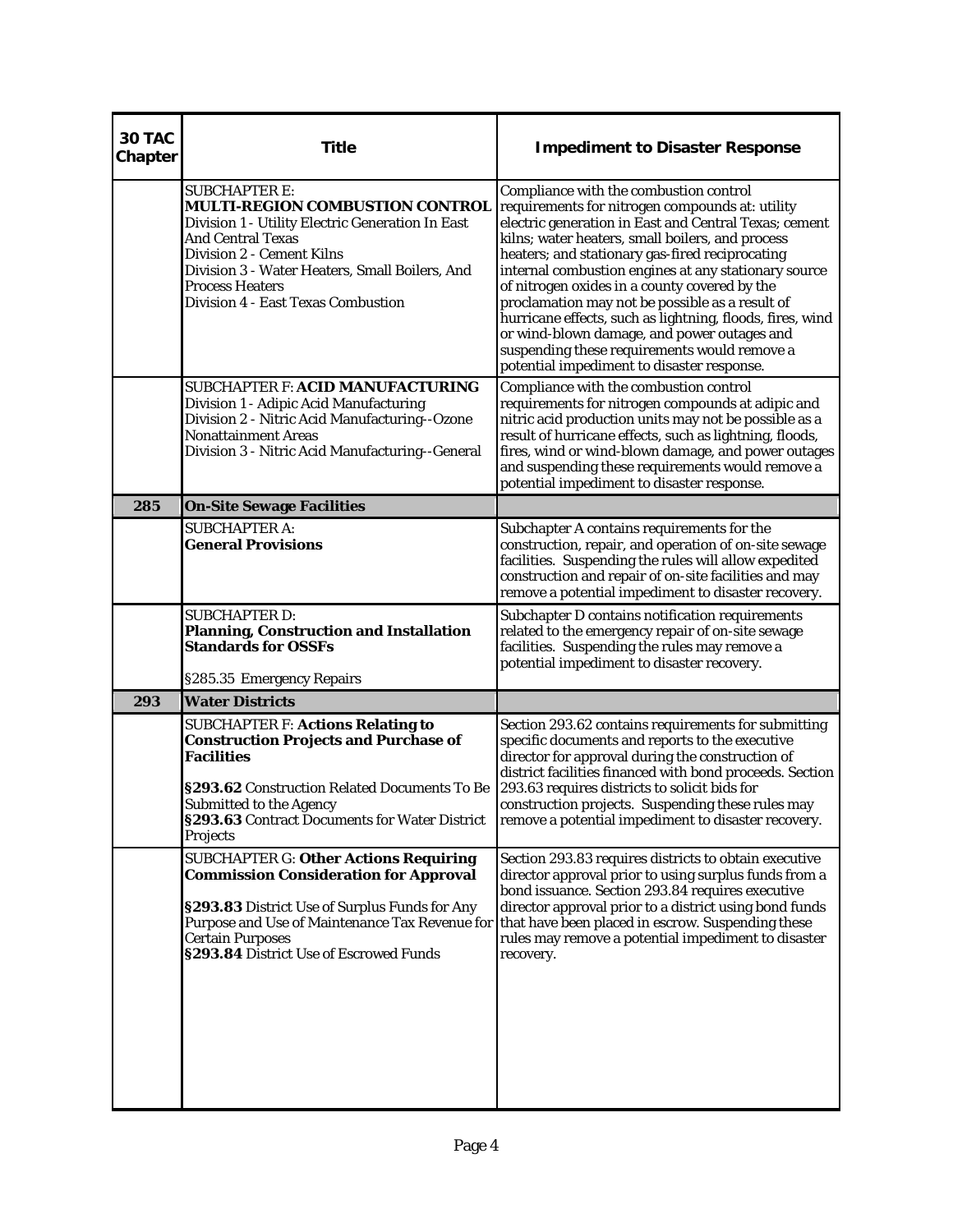| 30 TAC Chapter | Title | Impediment to Disaster Response |
|---|---|---|
| | SUBCHAPTER E: **MULTI-REGION COMBUSTION CONTROL** Division 1 - Utility Electric Generation In East And Central Texas Division 2 - Cement Kilns Division 3 - Water Heaters, Small Boilers, And Process Heaters Division 4 - East Texas Combustion | Compliance with the combustion control requirements for nitrogen compounds at: utility electric generation in East and Central Texas; cement kilns; water heaters, small boilers, and process heaters; and stationary gas-fired reciprocating internal combustion engines at any stationary source of nitrogen oxides in a county covered by the proclamation may not be possible as a result of hurricane effects, such as lightning, floods, fires, wind or wind-blown damage, and power outages and suspending these requirements would remove a potential impediment to disaster response. |
| | SUBCHAPTER F: **ACID MANUFACTURING** Division 1 - Adipic Acid Manufacturing Division 2 - Nitric Acid Manufacturing--Ozone Nonattainment Areas Division 3 - Nitric Acid Manufacturing--General | Compliance with the combustion control requirements for nitrogen compounds at adipic and nitric acid production units may not be possible as a result of hurricane effects, such as lightning, floods, fires, wind or wind-blown damage, and power outages and suspending these requirements would remove a potential impediment to disaster response. |
| **285** | **On-Site Sewage Facilities** | |
| | SUBCHAPTER A: **General Provisions** | Subchapter A contains requirements for the construction, repair, and operation of on-site sewage facilities. Suspending the rules will allow expedited construction and repair of on-site facilities and may remove a potential impediment to disaster recovery. |
| | SUBCHAPTER D: **Planning, Construction and Installation Standards for OSSFs** §285.35 Emergency Repairs | Subchapter D contains notification requirements related to the emergency repair of on-site sewage facilities. Suspending the rules may remove a potential impediment to disaster recovery. |
| **293** | **Water Districts** | |
| | SUBCHAPTER F: **Actions Relating to Construction Projects and Purchase of Facilities** **§293.62** Construction Related Documents To Be Submitted to the Agency **§293.63** Contract Documents for Water District Projects | Section 293.62 contains requirements for submitting specific documents and reports to the executive director for approval during the construction of district facilities financed with bond proceeds. Section 293.63 requires districts to solicit bids for construction projects. Suspending these rules may remove a potential impediment to disaster recovery. |
| | SUBCHAPTER G: **Other Actions Requiring Commission Consideration for Approval** **§293.83** District Use of Surplus Funds for Any Purpose and Use of Maintenance Tax Revenue for Certain Purposes **§293.84** District Use of Escrowed Funds | Section 293.83 requires districts to obtain executive director approval prior to using surplus funds from a bond issuance. Section 293.84 requires executive director approval prior to a district using bond funds that have been placed in escrow. Suspending these rules may remove a potential impediment to disaster recovery. |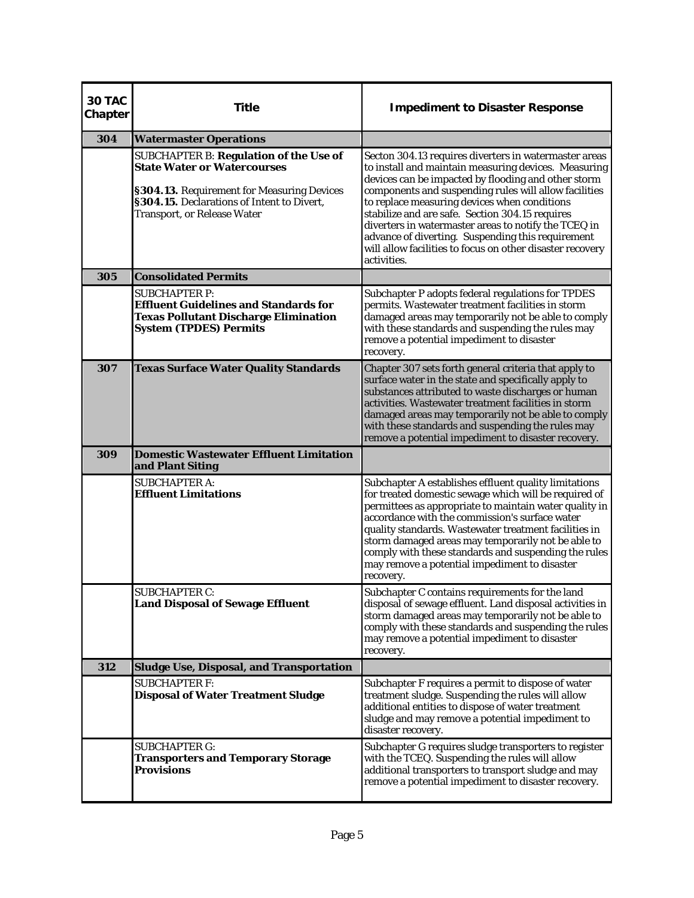| 30 TAC Chapter | Title | Impediment to Disaster Response |
| --- | --- | --- |
| **304** | **Watermaster Operations** | |
| | SUBCHAPTER B: **Regulation of the Use of State Water or Watercourses**<br><br>**§304.13.** Requirement for Measuring Devices<br>**§304.15.** Declarations of Intent to Divert, Transport, or Release Water | Secton 304.13 requires diverters in watermaster areas to install and maintain measuring devices. Measuring devices can be impacted by flooding and other storm components and suspending rules will allow facilities to replace measuring devices when conditions stabilize and are safe. Section 304.15 requires diverters in watermaster areas to notify the TCEQ in advance of diverting. Suspending this requirement will allow facilities to focus on other disaster recovery activities. |
| **305** | **Consolidated Permits** | |
| | SUBCHAPTER P:<br>**Effluent Guidelines and Standards for Texas Pollutant Discharge Elimination System (TPDES) Permits** | Subchapter P adopts federal regulations for TPDES permits. Wastewater treatment facilities in storm damaged areas may temporarily not be able to comply with these standards and suspending the rules may remove a potential impediment to disaster recovery. |
| **307** | **Texas Surface Water Quality Standards** | Chapter 307 sets forth general criteria that apply to surface water in the state and specifically apply to substances attributed to waste discharges or human activities. Wastewater treatment facilities in storm damaged areas may temporarily not be able to comply with these standards and suspending the rules may remove a potential impediment to disaster recovery. |
| **309** | **Domestic Wastewater Effluent Limitation and Plant Siting** | |
| | SUBCHAPTER A:<br>**Effluent Limitations** | Subchapter A establishes effluent quality limitations for treated domestic sewage which will be required of permittees as appropriate to maintain water quality in accordance with the commission's surface water quality standards. Wastewater treatment facilities in storm damaged areas may temporarily not be able to comply with these standards and suspending the rules may remove a potential impediment to disaster recovery. |
| | SUBCHAPTER C:<br>**Land Disposal of Sewage Effluent** | Subchapter C contains requirements for the land disposal of sewage effluent. Land disposal activities in storm damaged areas may temporarily not be able to comply with these standards and suspending the rules may remove a potential impediment to disaster recovery. |
| **312** | **Sludge Use, Disposal, and Transportation** | |
| | SUBCHAPTER F:<br>**Disposal of Water Treatment Sludge** | Subchapter F requires a permit to dispose of water treatment sludge. Suspending the rules will allow additional entities to dispose of water treatment sludge and may remove a potential impediment to disaster recovery. |
| | SUBCHAPTER G:<br>**Transporters and Temporary Storage Provisions** | Subchapter G requires sludge transporters to register with the TCEQ. Suspending the rules will allow additional transporters to transport sludge and may remove a potential impediment to disaster recovery. |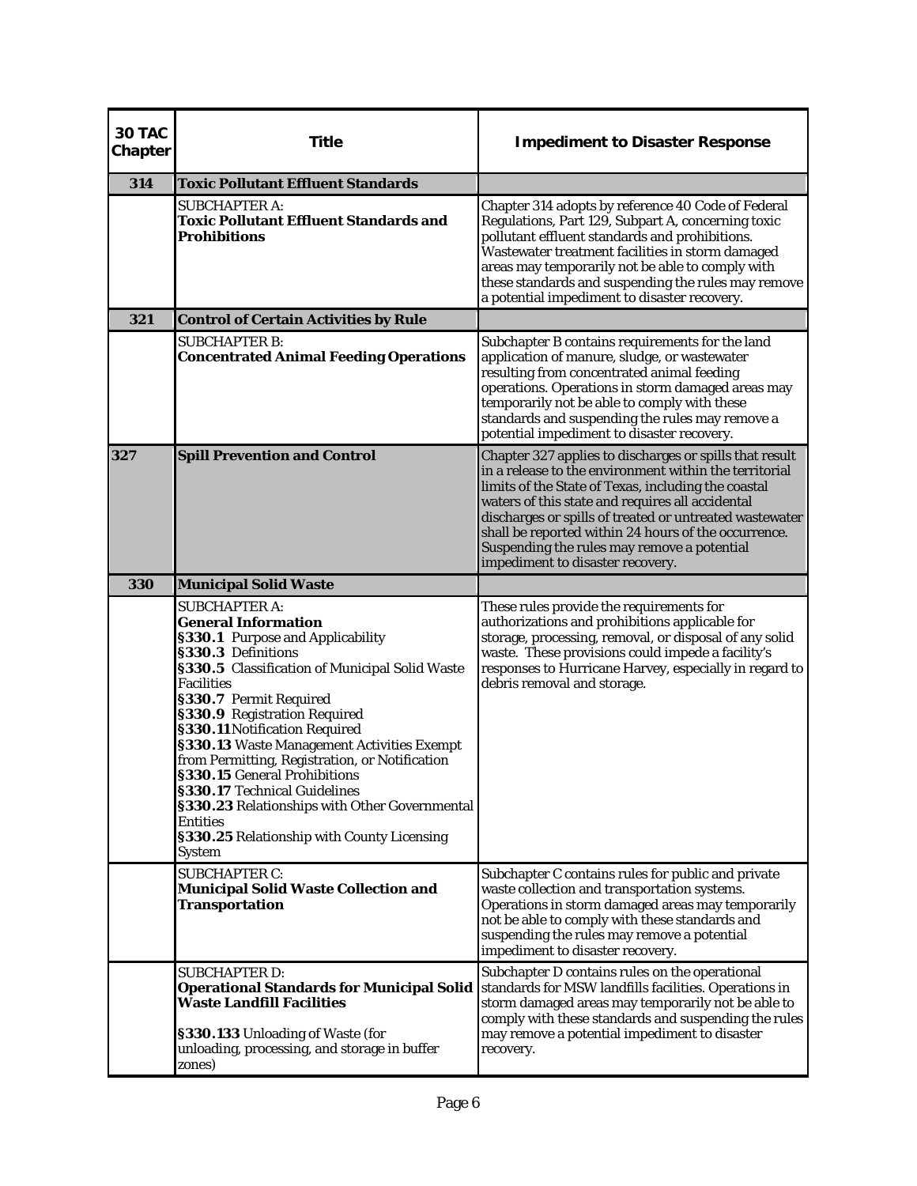| 30 TAC Chapter | Title | Impediment to Disaster Response |
|---|---|---|
| **314** | **Toxic Pollutant Effluent Standards** | |
| | SUBCHAPTER A:<br>**Toxic Pollutant Effluent Standards and Prohibitions** | Chapter 314 adopts by reference 40 Code of Federal Regulations, Part 129, Subpart A, concerning toxic pollutant effluent standards and prohibitions. Wastewater treatment facilities in storm damaged areas may temporarily not be able to comply with these standards and suspending the rules may remove a potential impediment to disaster recovery. |
| **321** | **Control of Certain Activities by Rule** | |
| | SUBCHAPTER B:<br>**Concentrated Animal Feeding Operations** | Subchapter B contains requirements for the land application of manure, sludge, or wastewater resulting from concentrated animal feeding operations. Operations in storm damaged areas may temporarily not be able to comply with these standards and suspending the rules may remove a potential impediment to disaster recovery. |
| **327** | **Spill Prevention and Control** | Chapter 327 applies to discharges or spills that result in a release to the environment within the territorial limits of the State of Texas, including the coastal waters of this state and requires all accidental discharges or spills of treated or untreated wastewater shall be reported within 24 hours of the occurrence. Suspending the rules may remove a potential impediment to disaster recovery. |
| **330** | **Municipal Solid Waste** | |
| | SUBCHAPTER A:<br>**General Information**<br>**§330.1** Purpose and Applicability<br>**§330.3** Definitions<br>**§330.5** Classification of Municipal Solid Waste Facilities<br>**§330.7** Permit Required<br>**§330.9** Registration Required<br>**§330.11** Notification Required<br>**§330.13** Waste Management Activities Exempt from Permitting, Registration, or Notification<br>**§330.15** General Prohibitions<br>**§330.17** Technical Guidelines<br>**§330.23** Relationships with Other Governmental Entities<br>**§330.25** Relationship with County Licensing System | These rules provide the requirements for authorizations and prohibitions applicable for storage, processing, removal, or disposal of any solid waste. These provisions could impede a facility's responses to Hurricane Harvey, especially in regard to debris removal and storage. |
| | SUBCHAPTER C:<br>**Municipal Solid Waste Collection and Transportation** | Subchapter C contains rules for public and private waste collection and transportation systems. Operations in storm damaged areas may temporarily not be able to comply with these standards and suspending the rules may remove a potential impediment to disaster recovery. |
| | SUBCHAPTER D:<br>**Operational Standards for Municipal Solid Waste Landfill Facilities**<br><br>**§330.133** Unloading of Waste (for unloading, processing, and storage in buffer zones) | Subchapter D contains rules on the operational standards for MSW landfills facilities. Operations in storm damaged areas may temporarily not be able to comply with these standards and suspending the rules may remove a potential impediment to disaster recovery. |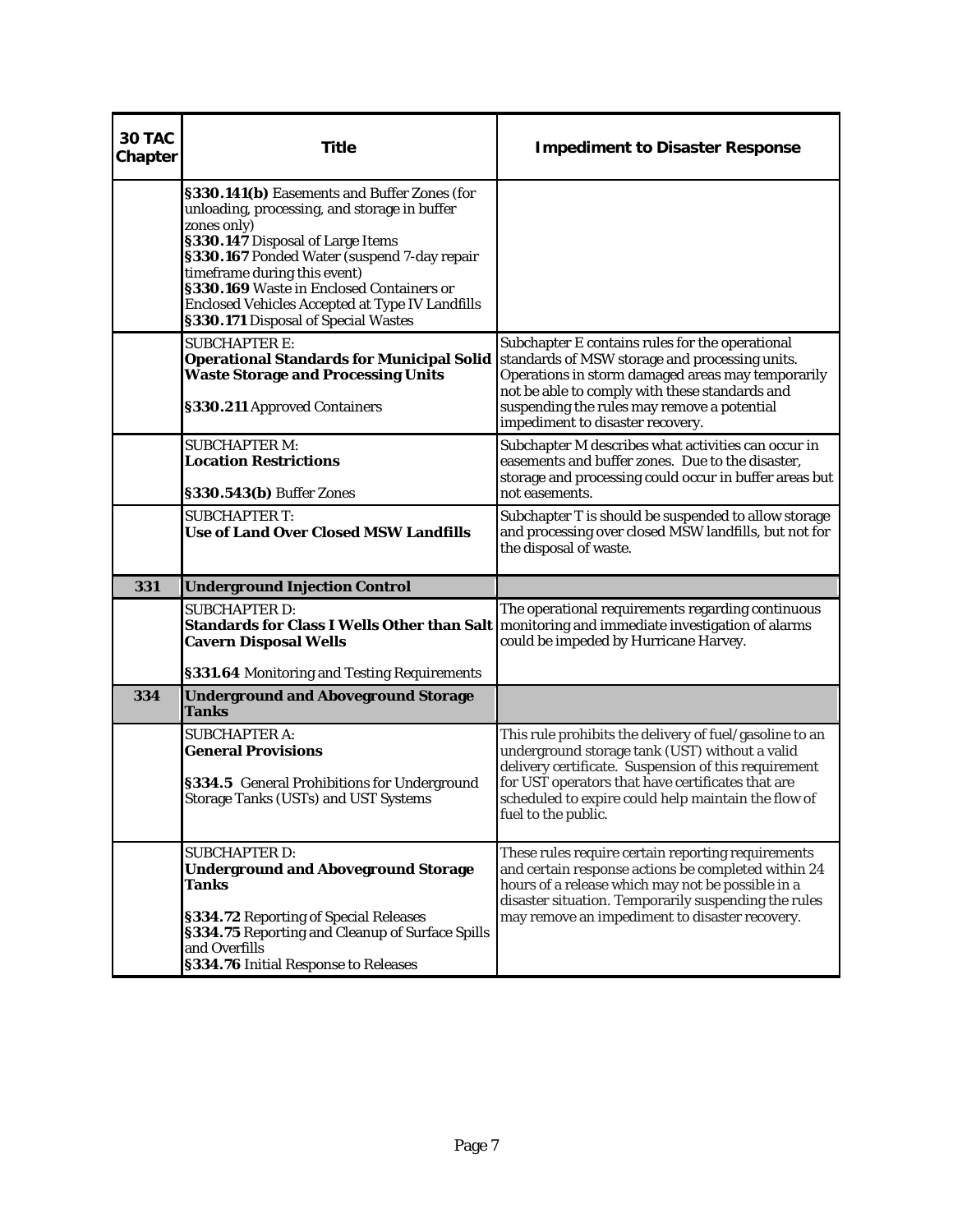| 30 TAC Chapter | Title | Impediment to Disaster Response |
|---|---|---|
| | **§330.141(b)** Easements and Buffer Zones (for unloading, processing, and storage in buffer zones only)<br>**§330.147** Disposal of Large Items<br>**§330.167** Ponded Water (suspend 7-day repair timeframe during this event)<br>**§330.169** Waste in Enclosed Containers or Enclosed Vehicles Accepted at Type IV Landfills<br>**§330.171** Disposal of Special Wastes | |
| | SUBCHAPTER E:<br>**Operational Standards for Municipal Solid Waste Storage and Processing Units**<br><br>**§330.211** Approved Containers | Subchapter E contains rules for the operational standards of MSW storage and processing units. Operations in storm damaged areas may temporarily not be able to comply with these standards and suspending the rules may remove a potential impediment to disaster recovery. |
| | SUBCHAPTER M:<br>**Location Restrictions**<br><br>**§330.543(b)** Buffer Zones | Subchapter M describes what activities can occur in easements and buffer zones. Due to the disaster, storage and processing could occur in buffer areas but not easements. |
| | SUBCHAPTER T:<br>**Use of Land Over Closed MSW Landfills** | Subchapter T is should be suspended to allow storage and processing over closed MSW landfills, but not for the disposal of waste. |
| **331** | **Underground Injection Control** | |
| | SUBCHAPTER D:<br>**Standards for Class I Wells Other than Salt Cavern Disposal Wells**<br><br>**§331.64** Monitoring and Testing Requirements | The operational requirements regarding continuous monitoring and immediate investigation of alarms could be impeded by Hurricane Harvey. |
| **334** | **Underground and Aboveground Storage Tanks** | |
| | SUBCHAPTER A:<br>**General Provisions**<br><br>**§334.5** General Prohibitions for Underground Storage Tanks (USTs) and UST Systems | This rule prohibits the delivery of fuel/gasoline to an underground storage tank (UST) without a valid delivery certificate. Suspension of this requirement for UST operators that have certificates that are scheduled to expire could help maintain the flow of fuel to the public. |
| | SUBCHAPTER D:<br>**Underground and Aboveground Storage Tanks**<br><br>**§334.72** Reporting of Special Releases<br>**§334.75** Reporting and Cleanup of Surface Spills and Overfills<br>**§334.76** Initial Response to Releases | These rules require certain reporting requirements and certain response actions be completed within 24 hours of a release which may not be possible in a disaster situation. Temporarily suspending the rules may remove an impediment to disaster recovery. |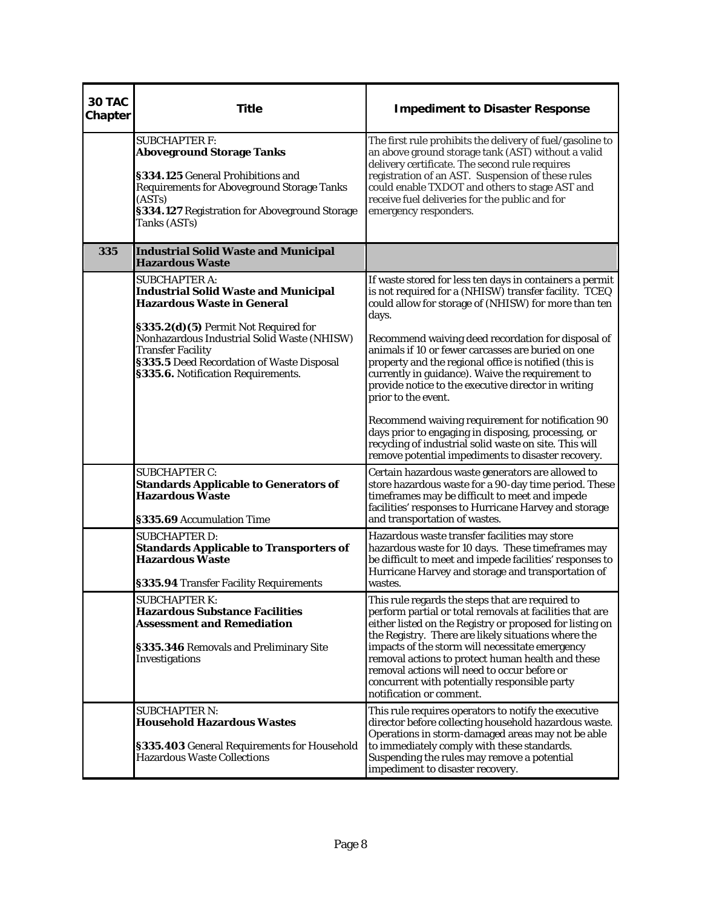| 30 TAC Chapter | Title | Impediment to Disaster Response |
|---|---|---|
| | SUBCHAPTER F: **Aboveground Storage Tanks** <br><br> **§334.125** General Prohibitions and Requirements for Aboveground Storage Tanks (ASTs) <br> **§334.127** Registration for Aboveground Storage Tanks (ASTs) | The first rule prohibits the delivery of fuel/gasoline to an above ground storage tank (AST) without a valid delivery certificate. The second rule requires registration of an AST. Suspension of these rules could enable TXDOT and others to stage AST and receive fuel deliveries for the public and for emergency responders. |
| **335** | **Industrial Solid Waste and Municipal Hazardous Waste** | |
| | SUBCHAPTER A: **Industrial Solid Waste and Municipal Hazardous Waste in General** <br><br> **§335.2(d)(5)** Permit Not Required for Nonhazardous Industrial Solid Waste (NHISW) Transfer Facility <br> **§335.5** Deed Recordation of Waste Disposal <br> **§335.6.** Notification Requirements. | If waste stored for less ten days in containers a permit is not required for a (NHISW) transfer facility. TCEQ could allow for storage of (NHISW) for more than ten days. <br><br> Recommend waiving deed recordation for disposal of animals if 10 or fewer carcasses are buried on one property and the regional office is notified (this is currently in guidance). Waive the requirement to provide notice to the executive director in writing prior to the event. <br><br> Recommend waiving requirement for notification 90 days prior to engaging in disposing, processing, or recycling of industrial solid waste on site. This will remove potential impediments to disaster recovery. |
| | SUBCHAPTER C: **Standards Applicable to Generators of Hazardous Waste** <br><br> **§335.69** Accumulation Time | Certain hazardous waste generators are allowed to store hazardous waste for a 90-day time period. These timeframes may be difficult to meet and impede facilities' responses to Hurricane Harvey and storage and transportation of wastes. |
| | SUBCHAPTER D: **Standards Applicable to Transporters of Hazardous Waste** <br><br> **§335.94** Transfer Facility Requirements | Hazardous waste transfer facilities may store hazardous waste for 10 days. These timeframes may be difficult to meet and impede facilities' responses to Hurricane Harvey and storage and transportation of wastes. |
| | SUBCHAPTER K: **Hazardous Substance Facilities Assessment and Remediation** <br><br> **§335.346** Removals and Preliminary Site Investigations | This rule regards the steps that are required to perform partial or total removals at facilities that are either listed on the Registry or proposed for listing on the Registry. There are likely situations where the impacts of the storm will necessitate emergency removal actions to protect human health and these removal actions will need to occur before or concurrent with potentially responsible party notification or comment. |
| | SUBCHAPTER N: **Household Hazardous Wastes** <br><br> **§335.403** General Requirements for Household Hazardous Waste Collections | This rule requires operators to notify the executive director before collecting household hazardous waste. Operations in storm-damaged areas may not be able to immediately comply with these standards. Suspending the rules may remove a potential impediment to disaster recovery. |